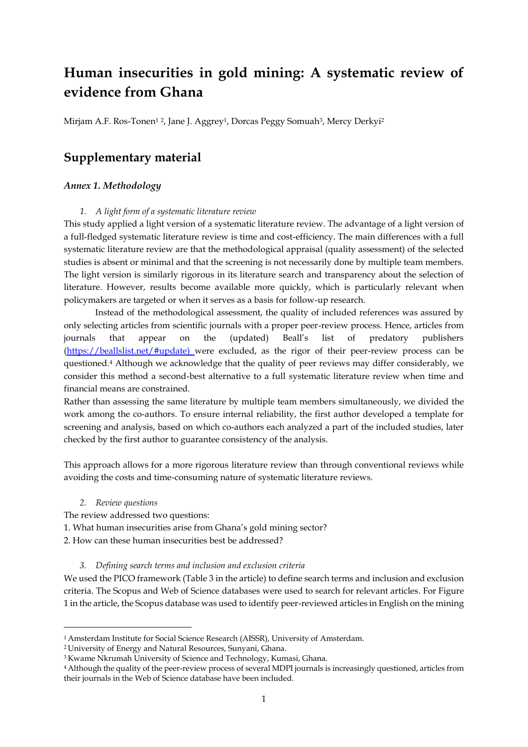# Human insecurities in gold mining: A systematic review of evidence from Ghana

Mirjam A.F. Ros-Tonen[1 2], Jane J. Aggrey[1], Dorcas Peggy Somuah[3], Mercy Derkyi[2]

## Supplementary material

### *Annex 1. Methodology*

#### *1. A light form of a systematic literature review*

This study applied a light version of a systematic literature review. The advantage of a light version of a full-fledged systematic literature review is time and cost-efficiency. The main differences with a full systematic literature review are that the methodological appraisal (quality assessment) of the selected studies is absent or minimal and that the screening is not necessarily done by multiple team members. The light version is similarly rigorous in its literature search and transparency about the selection of literature. However, results become available more quickly, which is particularly relevant when policymakers are targeted or when it serves as a basis for follow-up research.

Instead of the methodological assessment, the quality of included references was assured by only selecting articles from scientific journals with a proper peer-review process. Hence, articles from journals that appear on the (updated) Beall's list of predatory publishers (https://beallslist.net/#update) were excluded, as the rigor of their peer-review process can be questioned.[4] Although we acknowledge that the quality of peer reviews may differ considerably, we consider this method a second-best alternative to a full systematic literature review when time and financial means are constrained.

Rather than assessing the same literature by multiple team members simultaneously, we divided the work among the co-authors. To ensure internal reliability, the first author developed a template for screening and analysis, based on which co-authors each analyzed a part of the included studies, later checked by the first author to guarantee consistency of the analysis.

This approach allows for a more rigorous literature review than through conventional reviews while avoiding the costs and time-consuming nature of systematic literature reviews.

#### *2. Review questions*

The review addressed two questions:

1. What human insecurities arise from Ghana's gold mining sector?
2. How can these human insecurities best be addressed?

#### *3. Defining search terms and inclusion and exclusion criteria*

We used the PICO framework (Table 3 in the article) to define search terms and inclusion and exclusion criteria. The Scopus and Web of Science databases were used to search for relevant articles. For Figure 1 in the article, the Scopus database was used to identify peer-reviewed articles in English on the mining

---

[1] Amsterdam Institute for Social Science Research (AISSR), University of Amsterdam.

[2] University of Energy and Natural Resources, Sunyani, Ghana.

[3] Kwame Nkrumah University of Science and Technology, Kumasi, Ghana.

[4] Although the quality of the peer-review process of several MDPI journals is increasingly questioned, articles from their journals in the Web of Science database have been included.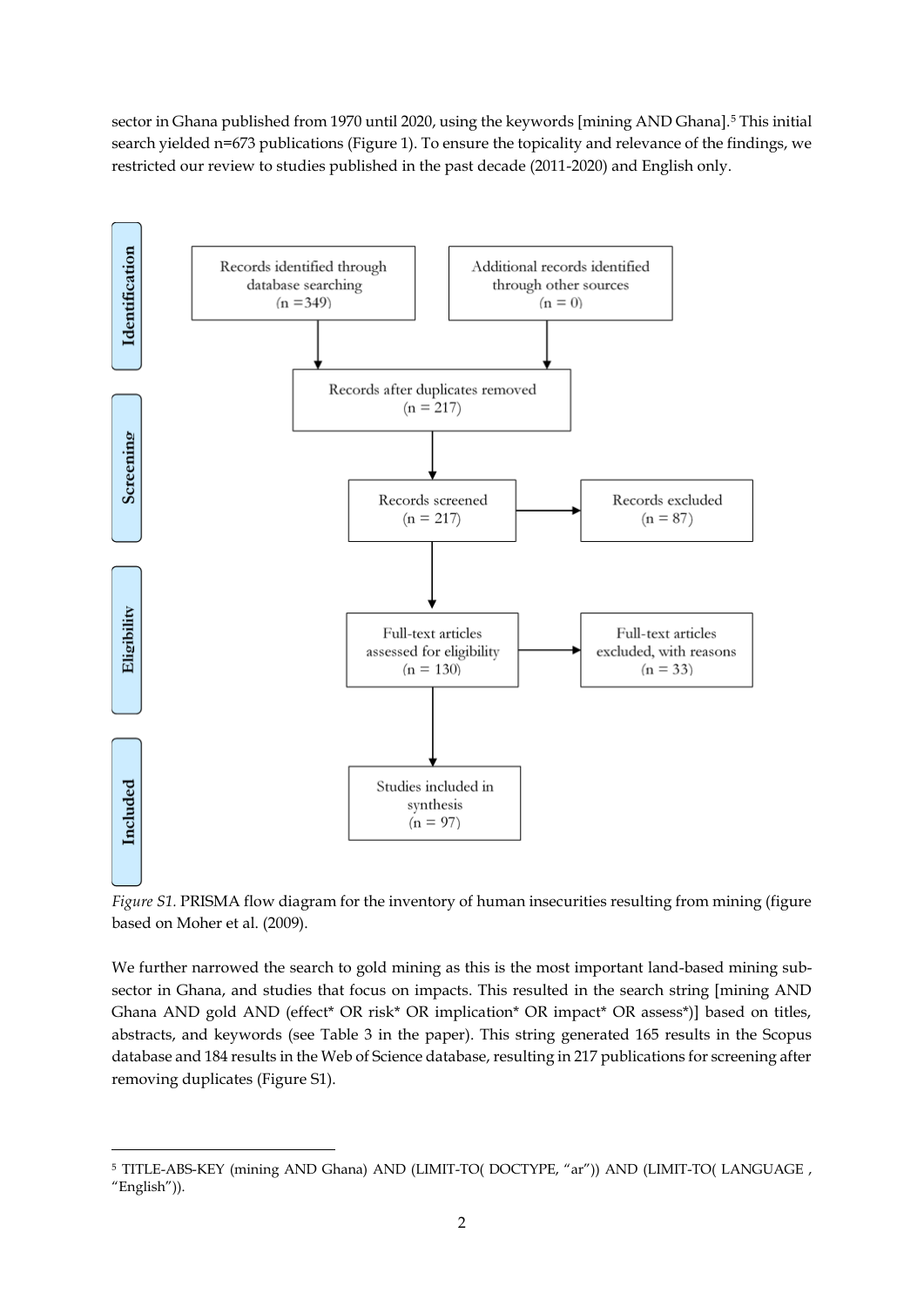sector in Ghana published from 1970 until 2020, using the keywords [mining AND Ghana].[5] This initial search yielded n=673 publications (Figure 1). To ensure the topicality and relevance of the findings, we restricted our review to studies published in the past decade (2011-2020) and English only.

*Figure S1.* PRISMA flow diagram for the inventory of human insecurities resulting from mining (figure based on Moher et al. (2009).

We further narrowed the search to gold mining as this is the most important land-based mining sub-sector in Ghana, and studies that focus on impacts. This resulted in the search string [mining AND Ghana AND gold AND (effect* OR risk* OR implication* OR impact* OR assess*)] based on titles, abstracts, and keywords (see Table 3 in the paper). This string generated 165 results in the Scopus database and 184 results in the Web of Science database, resulting in 217 publications for screening after removing duplicates (Figure S1).

[5] TITLE-ABS-KEY (mining AND Ghana) AND (LIMIT-TO( DOCTYPE, "ar")) AND (LIMIT-TO( LANGUAGE , "English")).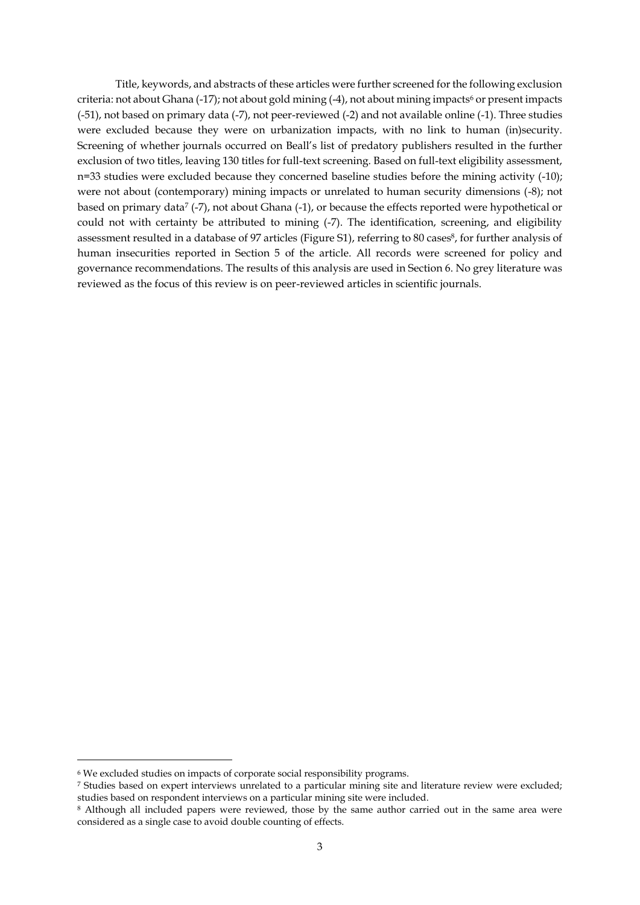Title, keywords, and abstracts of these articles were further screened for the following exclusion criteria: not about Ghana (-17); not about gold mining (-4), not about mining impacts[6] or present impacts (-51), not based on primary data (-7), not peer-reviewed (-2) and not available online (-1). Three studies were excluded because they were on urbanization impacts, with no link to human (in)security. Screening of whether journals occurred on Beall's list of predatory publishers resulted in the further exclusion of two titles, leaving 130 titles for full-text screening. Based on full-text eligibility assessment, n=33 studies were excluded because they concerned baseline studies before the mining activity (-10); were not about (contemporary) mining impacts or unrelated to human security dimensions (-8); not based on primary data[7] (-7), not about Ghana (-1), or because the effects reported were hypothetical or could not with certainty be attributed to mining (-7). The identification, screening, and eligibility assessment resulted in a database of 97 articles (Figure S1), referring to 80 cases[8], for further analysis of human insecurities reported in Section 5 of the article. All records were screened for policy and governance recommendations. The results of this analysis are used in Section 6. No grey literature was reviewed as the focus of this review is on peer-reviewed articles in scientific journals.

[6] We excluded studies on impacts of corporate social responsibility programs.

[7] Studies based on expert interviews unrelated to a particular mining site and literature review were excluded; studies based on respondent interviews on a particular mining site were included.

[8] Although all included papers were reviewed, those by the same author carried out in the same area were considered as a single case to avoid double counting of effects.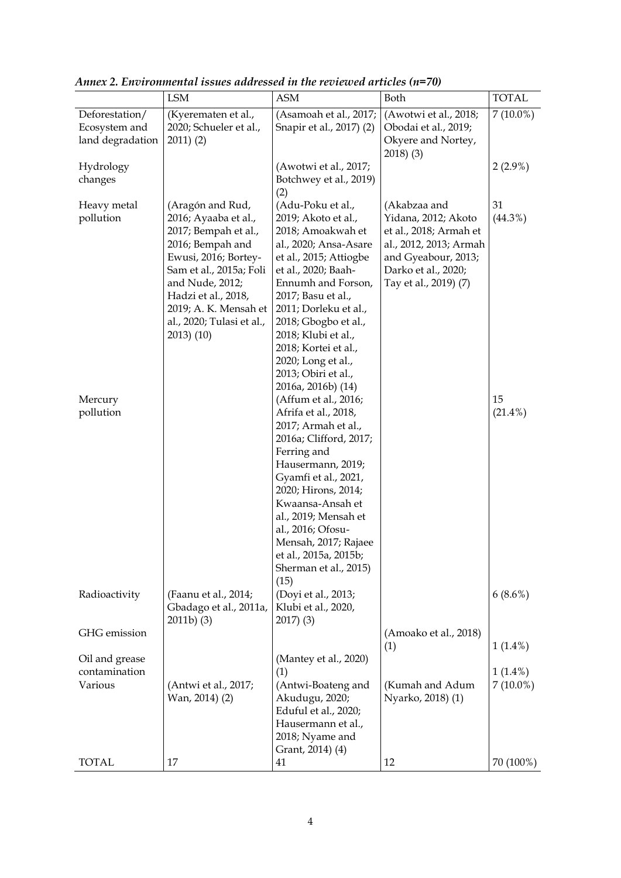*Annex 2. Environmental issues addressed in the reviewed articles (n=70)*

| | LSM | ASM | Both | TOTAL |
|---|---|---|---|---|
| Deforestation/ Ecosystem and land degradation | (Kyerematen et al., 2020; Schueler et al., 2011) (2) | (Asamoah et al., 2017; Snapir et al., 2017) (2) | (Awotwi et al., 2018; Obodai et al., 2019; Okyere and Nortey, 2018) (3) | 7 (10.0%) |
| Hydrology changes | | (Awotwi et al., 2017; Botchwey et al., 2019) (2) | | 2 (2.9%) |
| Heavy metal pollution | (Aragón and Rud, 2016; Ayaaba et al., 2017; Bempah et al., 2016; Bempah and Ewusi, 2016; Bortey-Sam et al., 2015a; Foli and Nude, 2012; Hadzi et al., 2018, 2019; A. K. Mensah et al., 2020; Tulasi et al., 2013) (10) | (Adu-Poku et al., 2019; Akoto et al., 2018; Amoakwah et al., 2020; Ansa-Asare et al., 2015; Attiogbe et al., 2020; Baah-Ennumh and Forson, 2017; Basu et al., 2011; Dorleku et al., 2018; Gbogbo et al., 2018; Klubi et al., 2018; Kortei et al., 2020; Long et al., 2013; Obiri et al., 2016a, 2016b) (14) | (Akabzaa and Yidana, 2012; Akoto et al., 2018; Armah et al., 2012, 2013; Armah and Gyeabour, 2013; Darko et al., 2020; Tay et al., 2019) (7) | 31 (44.3%) |
| Mercury pollution | | (Affum et al., 2016; Afrifa et al., 2018, 2017; Armah et al., 2016a; Clifford, 2017; Ferring and Hausermann, 2019; Gyamfi et al., 2021, 2020; Hirons, 2014; Kwaansa-Ansah et al., 2019; Mensah et al., 2016; Ofosu-Mensah, 2017; Rajaee et al., 2015a, 2015b; Sherman et al., 2015) (15) | | 15 (21.4%) |
| Radioactivity | (Faanu et al., 2014; Gbadago et al., 2011a, 2011b) (3) | (Doyi et al., 2013; Klubi et al., 2020, 2017) (3) | | 6 (8.6%) |
| GHG emission | | | (Amoako et al., 2018) (1) | 1 (1.4%) |
| Oil and grease contamination | | (Mantey et al., 2020) (1) | | 1 (1.4%) |
| Various | (Antwi et al., 2017; Wan, 2014) (2) | (Antwi-Boateng and Akudugu, 2020; Eduful et al., 2020; Hausermann et al., 2018; Nyame and Grant, 2014) (4) | (Kumah and Adum Nyarko, 2018) (1) | 7 (10.0%) |
| TOTAL | 17 | 41 | 12 | 70 (100%) |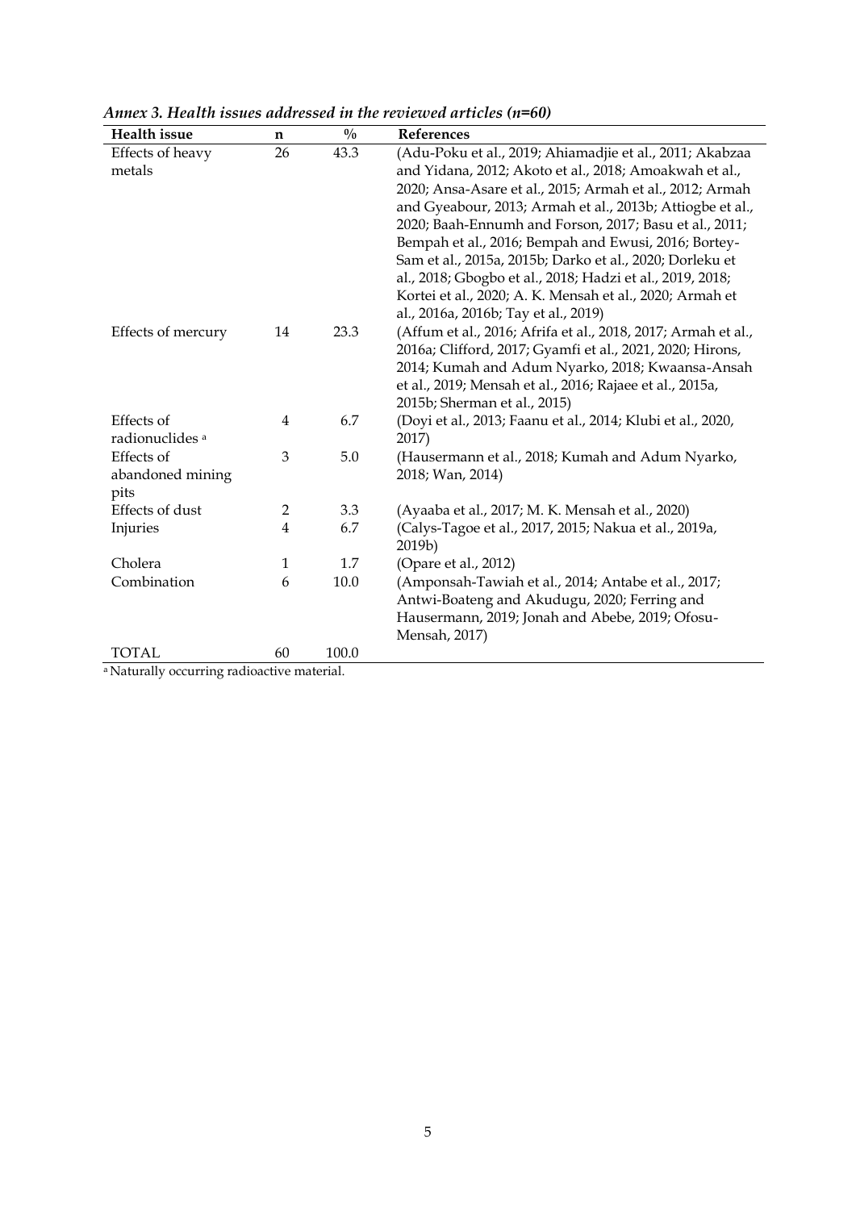*Annex 3. Health issues addressed in the reviewed articles (n=60)*

| Health issue | n | % | References |
|---|---|---|---|
| Effects of heavy metals | 26 | 43.3 | (Adu-Poku et al., 2019; Ahiamadjie et al., 2011; Akabzaa and Yidana, 2012; Akoto et al., 2018; Amoakwah et al., 2020; Ansa-Asare et al., 2015; Armah et al., 2012; Armah and Gyeabour, 2013; Armah et al., 2013b; Attiogbe et al., 2020; Baah-Ennumh and Forson, 2017; Basu et al., 2011; Bempah et al., 2016; Bempah and Ewusi, 2016; Bortey-Sam et al., 2015a, 2015b; Darko et al., 2020; Dorleku et al., 2018; Gbogbo et al., 2018; Hadzi et al., 2019, 2018; Kortei et al., 2020; A. K. Mensah et al., 2020; Armah et al., 2016a, 2016b; Tay et al., 2019) |
| Effects of mercury | 14 | 23.3 | (Affum et al., 2016; Afrifa et al., 2018, 2017; Armah et al., 2016a; Clifford, 2017; Gyamfi et al., 2021, 2020; Hirons, 2014; Kumah and Adum Nyarko, 2018; Kwaansa-Ansah et al., 2019; Mensah et al., 2016; Rajaee et al., 2015a, 2015b; Sherman et al., 2015) |
| Effects of radionuclides [a] | 4 | 6.7 | (Doyi et al., 2013; Faanu et al., 2014; Klubi et al., 2020, 2017) |
| Effects of abandoned mining pits | 3 | 5.0 | (Hausermann et al., 2018; Kumah and Adum Nyarko, 2018; Wan, 2014) |
| Effects of dust | 2 | 3.3 | (Ayaaba et al., 2017; M. K. Mensah et al., 2020) |
| Injuries | 4 | 6.7 | (Calys-Tagoe et al., 2017, 2015; Nakua et al., 2019a, 2019b) |
| Cholera | 1 | 1.7 | (Opare et al., 2012) |
| Combination | 6 | 10.0 | (Amponsah-Tawiah et al., 2014; Antabe et al., 2017; Antwi-Boateng and Akudugu, 2020; Ferring and Hausermann, 2019; Jonah and Abebe, 2019; Ofosu-Mensah, 2017) |
| TOTAL | 60 | 100.0 | |

[a] Naturally occurring radioactive material.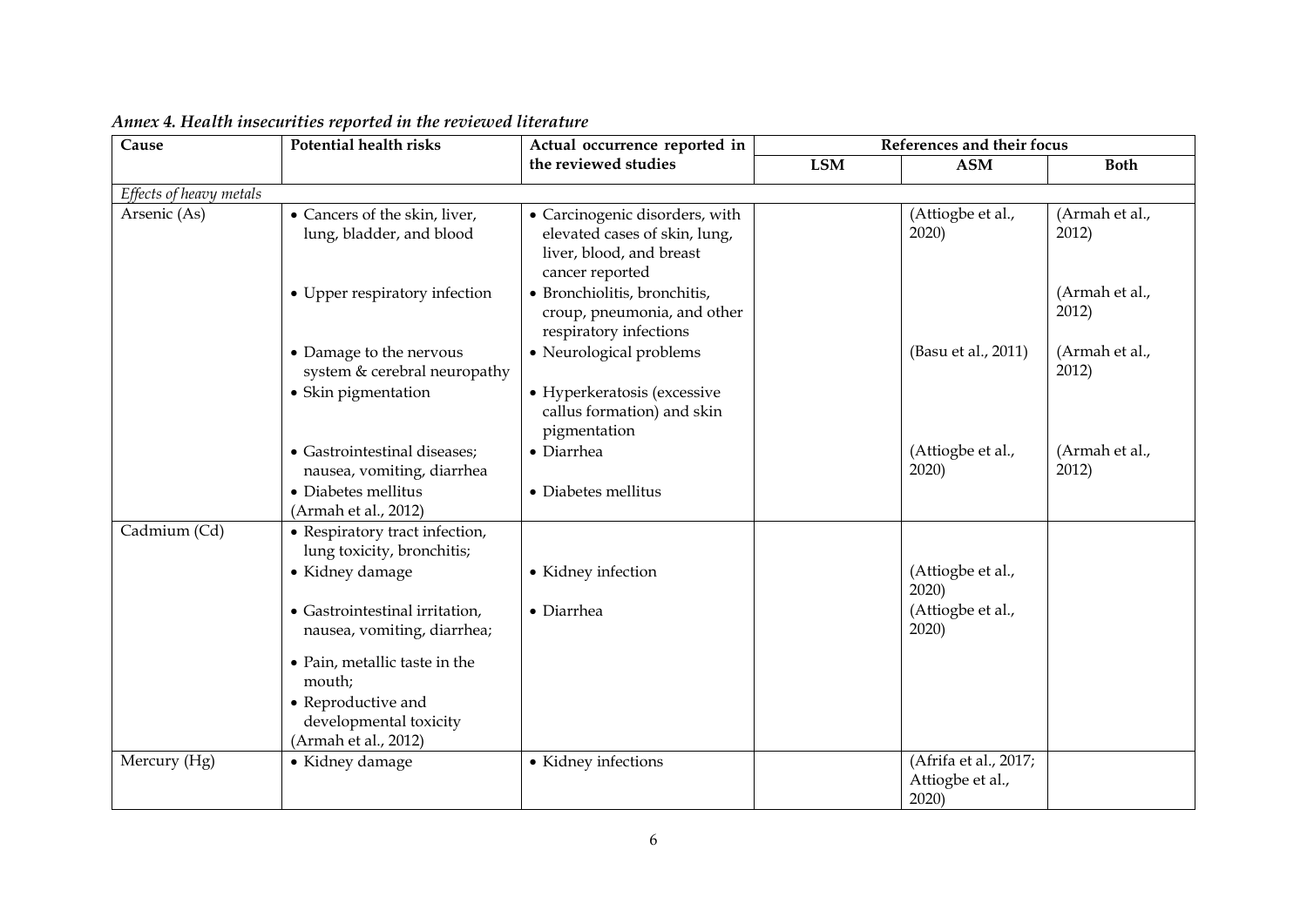*Annex 4. Health insecurities reported in the reviewed literature*

| Cause | Potential health risks | Actual occurrence reported in the reviewed studies | References and their focus | | |
|---|---|---|---|---|---|
| | | | LSM | ASM | Both |
| *Effects of heavy metals* | | | | | |
| Arsenic (As) | • Cancers of the skin, liver, lung, bladder, and blood | • Carcinogenic disorders, with elevated cases of skin, lung, liver, blood, and breast cancer reported | | (Attiogbe et al., 2020) | (Armah et al., 2012) |
| | • Upper respiratory infection | • Bronchiolitis, bronchitis, croup, pneumonia, and other respiratory infections | | | (Armah et al., 2012) |
| | • Damage to the nervous system & cerebral neuropathy | • Neurological problems | | (Basu et al., 2011) | (Armah et al., 2012) |
| | • Skin pigmentation | • Hyperkeratosis (excessive callus formation) and skin pigmentation | | | |
| | • Gastrointestinal diseases; nausea, vomiting, diarrhea | • Diarrhea | | (Attiogbe et al., 2020) | (Armah et al., 2012) |
| | • Diabetes mellitus (Armah et al., 2012) | • Diabetes mellitus | | | |
| Cadmium (Cd) | • Respiratory tract infection, lung toxicity, bronchitis; | | | | |
| | • Kidney damage | • Kidney infection | | (Attiogbe et al., 2020) | |
| | • Gastrointestinal irritation, nausea, vomiting, diarrhea; | • Diarrhea | | (Attiogbe et al., 2020) | |
| | • Pain, metallic taste in the mouth; | | | | |
| | • Reproductive and developmental toxicity (Armah et al., 2012) | | | | |
| Mercury (Hg) | • Kidney damage | • Kidney infections | | (Afrifa et al., 2017; Attiogbe et al., 2020) | |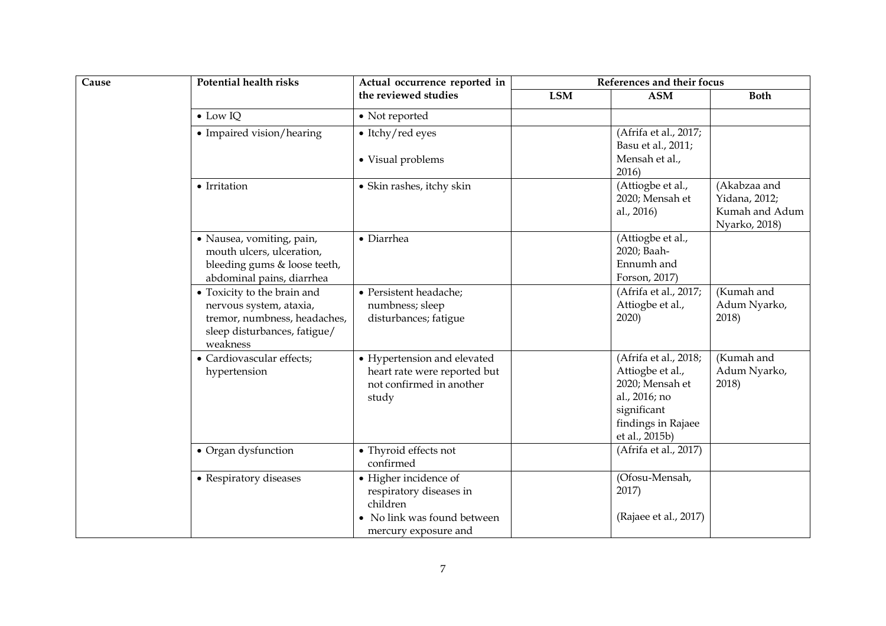| Cause | Potential health risks | Actual occurrence reported in the reviewed studies | References and their focus | | |
|---|---|---|---|---|---|
| | | | LSM | ASM | Both |
| | • Low IQ | • Not reported | | | |
| | • Impaired vision/hearing | • Itchy/red eyes<br>• Visual problems | | (Afrifa et al., 2017; Basu et al., 2011; Mensah et al., 2016) | |
| | • Irritation | • Skin rashes, itchy skin | | (Attiogbe et al., 2020; Mensah et al., 2016) | (Akabzaa and Yidana, 2012; Kumah and Adum Nyarko, 2018) |
| | • Nausea, vomiting, pain, mouth ulcers, ulceration, bleeding gums & loose teeth, abdominal pains, diarrhea | • Diarrhea | | (Attiogbe et al., 2020; Baah-Ennumh and Forson, 2017) | |
| | • Toxicity to the brain and nervous system, ataxia, tremor, numbness, headaches, sleep disturbances, fatigue/ weakness | • Persistent headache; numbness; sleep disturbances; fatigue | | (Afrifa et al., 2017; Attiogbe et al., 2020) | (Kumah and Adum Nyarko, 2018) |
| | • Cardiovascular effects; hypertension | • Hypertension and elevated heart rate were reported but not confirmed in another study | | (Afrifa et al., 2018; Attiogbe et al., 2020; Mensah et al., 2016; no significant findings in Rajaee et al., 2015b) | (Kumah and Adum Nyarko, 2018) |
| | • Organ dysfunction | • Thyroid effects not confirmed | | (Afrifa et al., 2017) | |
| | • Respiratory diseases | • Higher incidence of respiratory diseases in children<br>• No link was found between mercury exposure and | | (Ofosu-Mensah, 2017)<br>(Rajaee et al., 2017) | |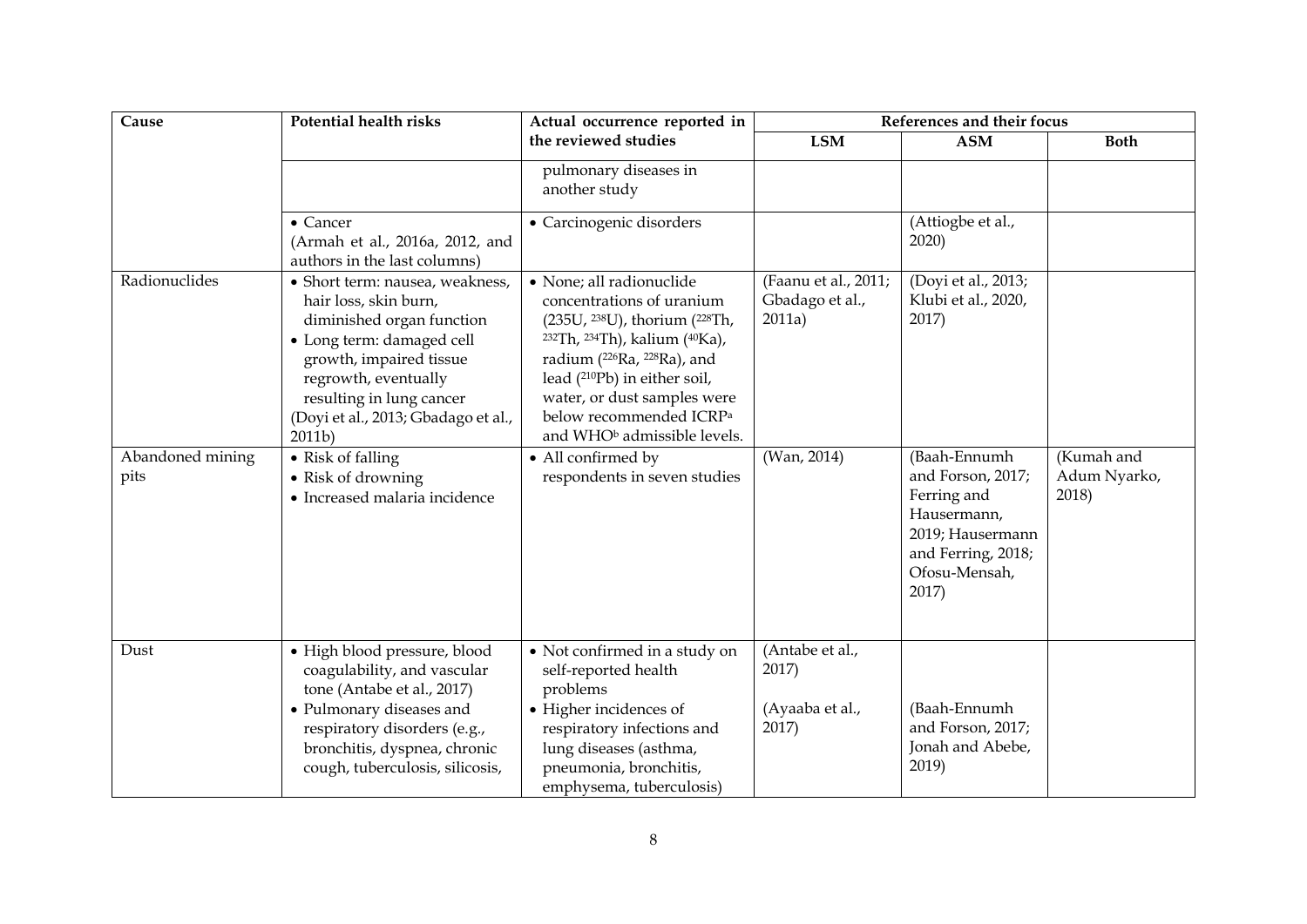| Cause | Potential health risks | Actual occurrence reported in the reviewed studies | References and their focus | | |
|---|---|---|---|---|---|
| | | | LSM | ASM | Both |
| | | pulmonary diseases in another study | | | |
| | • Cancer (Armah et al., 2016a, 2012, and authors in the last columns) | • Carcinogenic disorders | | (Attiogbe et al., 2020) | |
| Radionuclides | • Short term: nausea, weakness, hair loss, skin burn, diminished organ function • Long term: damaged cell growth, impaired tissue regrowth, eventually resulting in lung cancer (Doyi et al., 2013; Gbadago et al., 2011b) | • None; all radionuclide concentrations of uranium (235U, $^{238}$U), thorium ($^{228}$Th, $^{232}$Th, $^{234}$Th), kalium ($^{40}$Ka), radium ($^{226}$Ra, $^{228}$Ra), and lead ($^{210}$Pb) in either soil, water, or dust samples were below recommended ICRP[a] and WHO[b] admissible levels. | (Faanu et al., 2011; Gbadago et al., 2011a) | (Doyi et al., 2013; Klubi et al., 2020, 2017) | |
| Abandoned mining pits | • Risk of falling • Risk of drowning • Increased malaria incidence | • All confirmed by respondents in seven studies | (Wan, 2014) | (Baah-Ennumh and Forson, 2017; Ferring and Hausermann, 2019; Hausermann and Ferring, 2018; Ofosu-Mensah, 2017) | (Kumah and Adum Nyarko, 2018) |
| Dust | • High blood pressure, blood coagulability, and vascular tone (Antabe et al., 2017) • Pulmonary diseases and respiratory disorders (e.g., bronchitis, dyspnea, chronic cough, tuberculosis, silicosis, | • Not confirmed in a study on self-reported health problems • Higher incidences of respiratory infections and lung diseases (asthma, pneumonia, bronchitis, emphysema, tuberculosis) | (Antabe et al., 2017) (Ayaaba et al., 2017) | (Baah-Ennumh and Forson, 2017; Jonah and Abebe, 2019) | |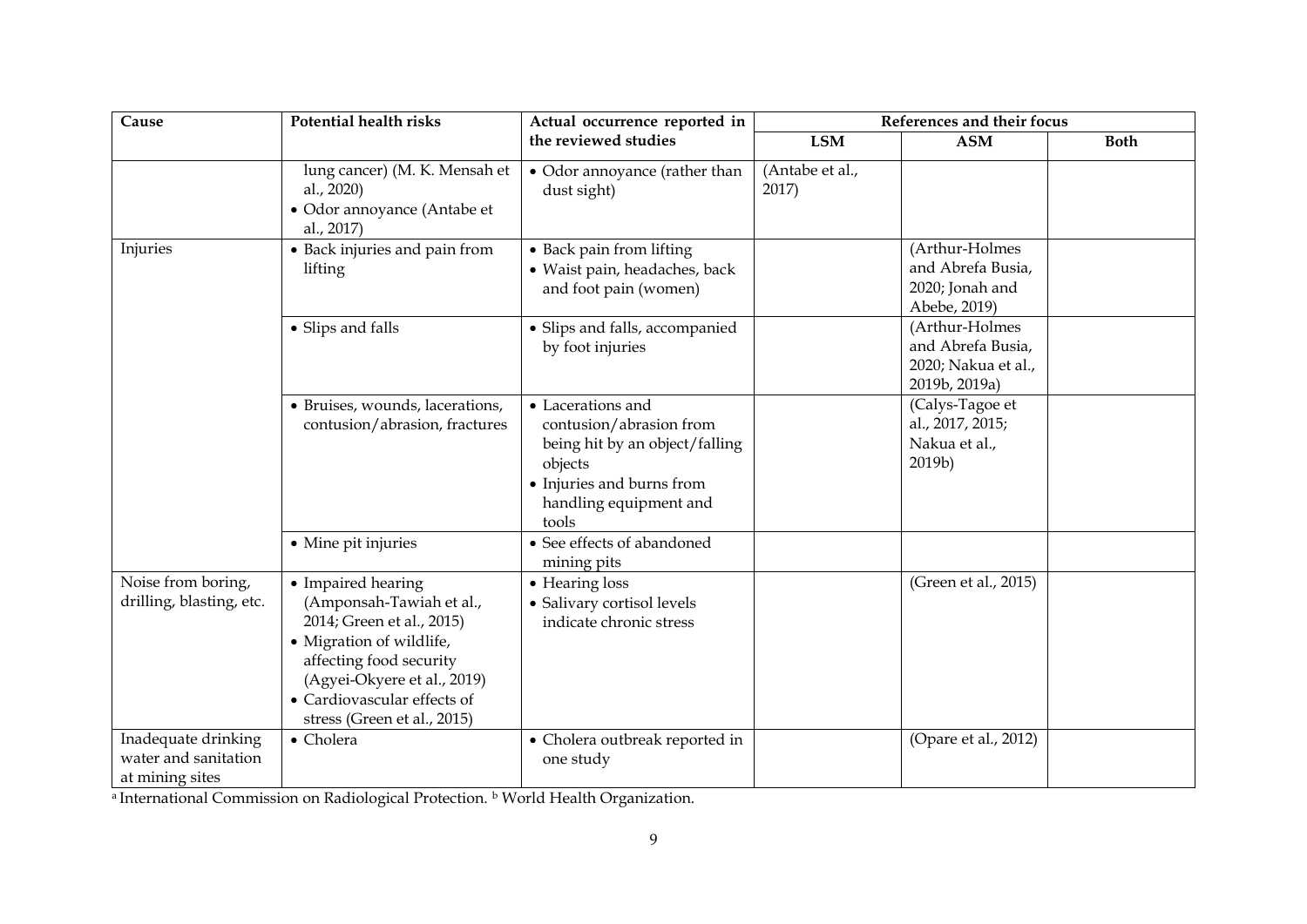| Cause | Potential health risks | Actual occurrence reported in the reviewed studies | References and their focus | | |
|---|---|---|---|---|---|
| | | | LSM | ASM | Both |
| | lung cancer) (M. K. Mensah et al., 2020)<br>• Odor annoyance (Antabe et al., 2017) | • Odor annoyance (rather than dust sight) | (Antabe et al., 2017) | | |
| Injuries | • Back injuries and pain from lifting | • Back pain from lifting<br>• Waist pain, headaches, back and foot pain (women) | | (Arthur-Holmes and Abrefa Busia, 2020; Jonah and Abebe, 2019) | |
| | • Slips and falls | • Slips and falls, accompanied by foot injuries | | (Arthur-Holmes and Abrefa Busia, 2020; Nakua et al., 2019b, 2019a) | |
| | • Bruises, wounds, lacerations, contusion/abrasion, fractures | • Lacerations and contusion/abrasion from being hit by an object/falling objects<br>• Injuries and burns from handling equipment and tools | | (Calys-Tagoe et al., 2017, 2015; Nakua et al., 2019b) | |
| | • Mine pit injuries | • See effects of abandoned mining pits | | | |
| Noise from boring, drilling, blasting, etc. | • Impaired hearing (Amponsah-Tawiah et al., 2014; Green et al., 2015)<br>• Migration of wildlife, affecting food security (Agyei-Okyere et al., 2019)<br>• Cardiovascular effects of stress (Green et al., 2015) | • Hearing loss<br>• Salivary cortisol levels indicate chronic stress | | (Green et al., 2015) | |
| Inadequate drinking water and sanitation at mining sites | • Cholera | • Cholera outbreak reported in one study | | (Opare et al., 2012) | |

[a] International Commission on Radiological Protection. [b] World Health Organization.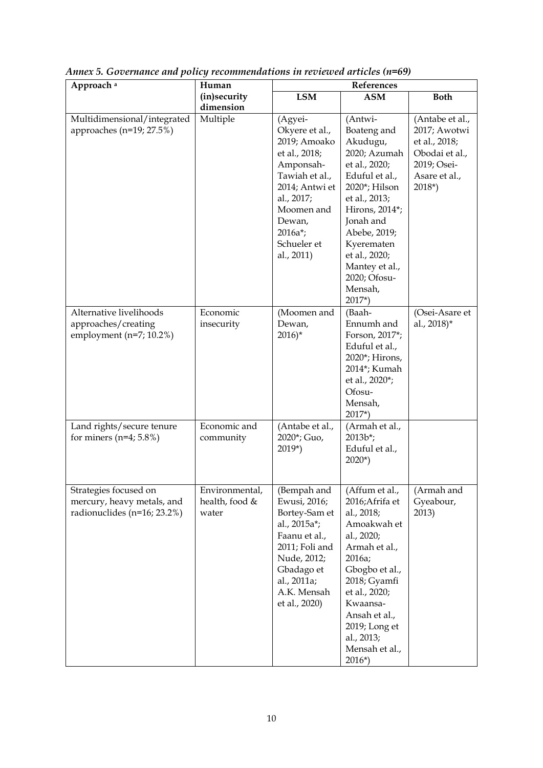*Annex 5. Governance and policy recommendations in reviewed articles (n=69)*

| Approach [a] | Human (in)security dimension | References | | |
|---|---|---|---|---|
| | | LSM | ASM | Both |
| Multidimensional/integrated approaches (n=19; 27.5%) | Multiple | (Agyei-Okyere et al., 2019; Amoako et al., 2018; Amponsah-Tawiah et al., 2014; Antwi et al., 2017; Moomen and Dewan, 2016a*; Schueler et al., 2011) | (Antwi-Boateng and Akudugu, 2020; Azumah et al., 2020; Eduful et al., 2020*; Hilson et al., 2013; Hirons, 2014*; Jonah and Abebe, 2019; Kyerematen et al., 2020; Mantey et al., 2020; Ofosu-Mensah, 2017*) | (Antabe et al., 2017; Awotwi et al., 2018; Obodai et al., 2019; Osei-Asare et al., 2018*) |
| Alternative livelihoods approaches/creating employment (n=7; 10.2%) | Economic insecurity | (Moomen and Dewan, 2016)* | (Baah-Ennumh and Forson, 2017*; Eduful et al., 2020*; Hirons, 2014*; Kumah et al., 2020*; Ofosu-Mensah, 2017*) | (Osei-Asare et al., 2018)* |
| Land rights/secure tenure for miners (n=4; 5.8%) | Economic and community | (Antabe et al., 2020*; Guo, 2019*) | (Armah et al., 2013b*; Eduful et al., 2020*) | |
| Strategies focused on mercury, heavy metals, and radionuclides (n=16; 23.2%) | Environmental, health, food & water | (Bempah and Ewusi, 2016; Bortey-Sam et al., 2015a*; Faanu et al., 2011; Foli and Nude, 2012; Gbadago et al., 2011a; A.K. Mensah et al., 2020) | (Affum et al., 2016;Afrifa et al., 2018; Amoakwah et al., 2020; Armah et al., 2016a; Gbogbo et al., 2018; Gyamfi et al., 2020; Kwaansa-Ansah et al., 2019; Long et al., 2013; Mensah et al., 2016*) | (Armah and Gyeabour, 2013) |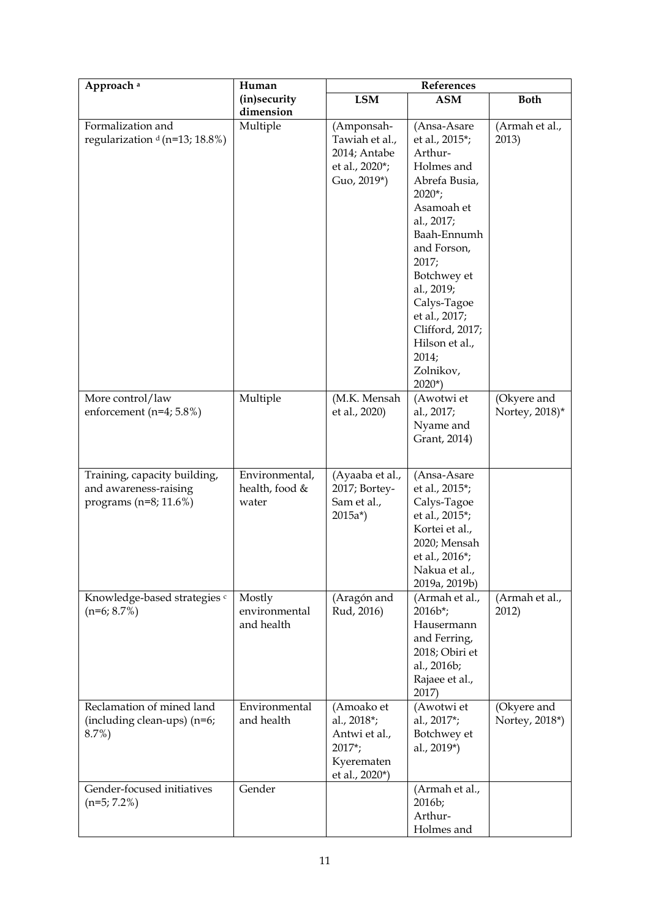| Approach [a] | Human (in)security dimension | References | | |
|---|---|---|---|---|
| | | LSM | ASM | Both |
| Formalization and regularization [d] (n=13; 18.8%) | Multiple | (Amponsah-Tawiah et al., 2014; Antabe et al., 2020*; Guo, 2019*) | (Ansa-Asare et al., 2015*; Arthur-Holmes and Abrefa Busia, 2020*; Asamoah et al., 2017; Baah-Ennumh and Forson, 2017; Botchwey et al., 2019; Calys-Tagoe et al., 2017; Clifford, 2017; Hilson et al., 2014; Zolnikov, 2020*) | (Armah et al., 2013) |
| More control/law enforcement (n=4; 5.8%) | Multiple | (M.K. Mensah et al., 2020) | (Awotwi et al., 2017; Nyame and Grant, 2014) | (Okyere and Nortey, 2018)* |
| Training, capacity building, and awareness-raising programs (n=8; 11.6%) | Environmental, health, food & water | (Ayaaba et al., 2017; Bortey-Sam et al., 2015a*) | (Ansa-Asare et al., 2015*; Calys-Tagoe et al., 2015*; Kortei et al., 2020; Mensah et al., 2016*; Nakua et al., 2019a, 2019b) | |
| Knowledge-based strategies [c] (n=6; 8.7%) | Mostly environmental and health | (Aragón and Rud, 2016) | (Armah et al., 2016b*; Hausermann and Ferring, 2018; Obiri et al., 2016b; Rajaee et al., 2017) | (Armah et al., 2012) |
| Reclamation of mined land (including clean-ups) (n=6; 8.7%) | Environmental and health | (Amoako et al., 2018*; Antwi et al., 2017*; Kyerematen et al., 2020*) | (Awotwi et al., 2017*; Botchwey et al., 2019*) | (Okyere and Nortey, 2018*) |
| Gender-focused initiatives (n=5; 7.2%) | Gender | | (Armah et al., 2016b; Arthur-Holmes and | |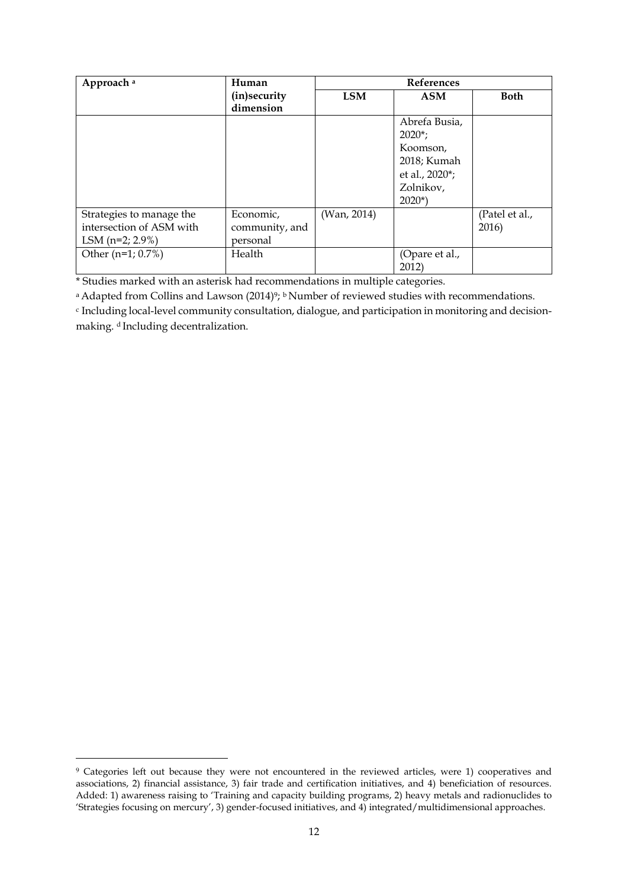| Approach [a] | Human (in)security dimension | References | | |
|---|---|---|---|---|
| | | LSM | ASM | Both |
| | | | Abrefa Busia, 2020*; Koomson, 2018; Kumah et al., 2020*; Zolnikov, 2020*) | |
| Strategies to manage the intersection of ASM with LSM (n=2; 2.9%) | Economic, community, and personal | (Wan, 2014) | | (Patel et al., 2016) |
| Other (n=1; 0.7%) | Health | | (Opare et al., 2012) | |

* Studies marked with an asterisk had recommendations in multiple categories.

[a] Adapted from Collins and Lawson (2014)[9]; [b] Number of reviewed studies with recommendations.

[c] Including local-level community consultation, dialogue, and participation in monitoring and decision-making. [d] Including decentralization.

---

[9] Categories left out because they were not encountered in the reviewed articles, were 1) cooperatives and associations, 2) financial assistance, 3) fair trade and certification initiatives, and 4) beneficiation of resources. Added: 1) awareness raising to 'Training and capacity building programs, 2) heavy metals and radionuclides to 'Strategies focusing on mercury', 3) gender-focused initiatives, and 4) integrated/multidimensional approaches.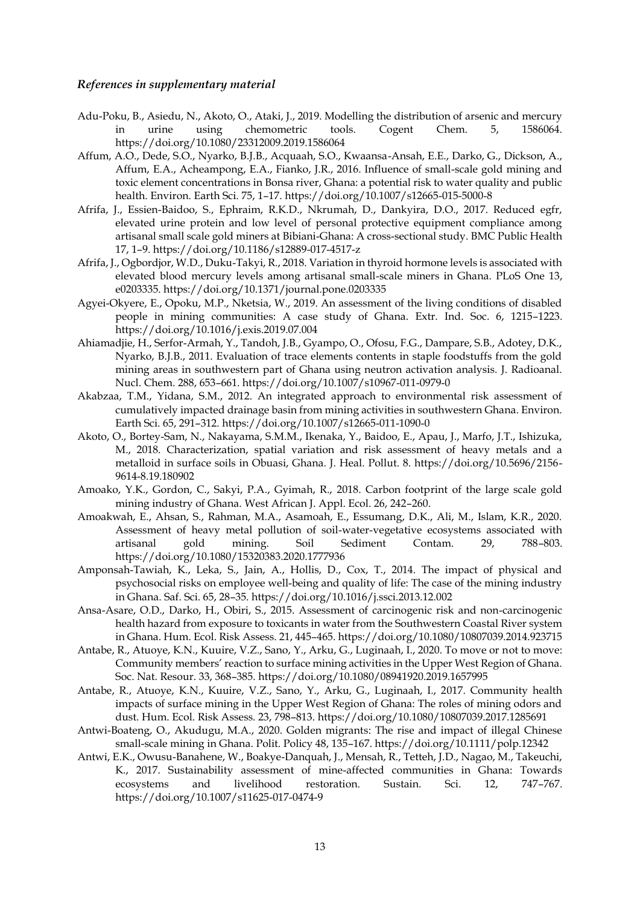### *References in supplementary material*

Adu-Poku, B., Asiedu, N., Akoto, O., Ataki, J., 2019. Modelling the distribution of arsenic and mercury in urine using chemometric tools. Cogent Chem. 5, 1586064. https://doi.org/10.1080/23312009.2019.1586064

Affum, A.O., Dede, S.O., Nyarko, B.J.B., Acquaah, S.O., Kwaansa-Ansah, E.E., Darko, G., Dickson, A., Affum, E.A., Acheampong, E.A., Fianko, J.R., 2016. Influence of small-scale gold mining and toxic element concentrations in Bonsa river, Ghana: a potential risk to water quality and public health. Environ. Earth Sci. 75, 1–17. https://doi.org/10.1007/s12665-015-5000-8

Afrifa, J., Essien-Baidoo, S., Ephraim, R.K.D., Nkrumah, D., Dankyira, D.O., 2017. Reduced egfr, elevated urine protein and low level of personal protective equipment compliance among artisanal small scale gold miners at Bibiani-Ghana: A cross-sectional study. BMC Public Health 17, 1–9. https://doi.org/10.1186/s12889-017-4517-z

Afrifa, J., Ogbordjor, W.D., Duku-Takyi, R., 2018. Variation in thyroid hormone levels is associated with elevated blood mercury levels among artisanal small-scale miners in Ghana. PLoS One 13, e0203335. https://doi.org/10.1371/journal.pone.0203335

Agyei-Okyere, E., Opoku, M.P., Nketsia, W., 2019. An assessment of the living conditions of disabled people in mining communities: A case study of Ghana. Extr. Ind. Soc. 6, 1215–1223. https://doi.org/10.1016/j.exis.2019.07.004

Ahiamadjie, H., Serfor-Armah, Y., Tandoh, J.B., Gyampo, O., Ofosu, F.G., Dampare, S.B., Adotey, D.K., Nyarko, B.J.B., 2011. Evaluation of trace elements contents in staple foodstuffs from the gold mining areas in southwestern part of Ghana using neutron activation analysis. J. Radioanal. Nucl. Chem. 288, 653–661. https://doi.org/10.1007/s10967-011-0979-0

Akabzaa, T.M., Yidana, S.M., 2012. An integrated approach to environmental risk assessment of cumulatively impacted drainage basin from mining activities in southwestern Ghana. Environ. Earth Sci. 65, 291–312. https://doi.org/10.1007/s12665-011-1090-0

Akoto, O., Bortey-Sam, N., Nakayama, S.M.M., Ikenaka, Y., Baidoo, E., Apau, J., Marfo, J.T., Ishizuka, M., 2018. Characterization, spatial variation and risk assessment of heavy metals and a metalloid in surface soils in Obuasi, Ghana. J. Heal. Pollut. 8. https://doi.org/10.5696/2156-9614-8.19.180902

Amoako, Y.K., Gordon, C., Sakyi, P.A., Gyimah, R., 2018. Carbon footprint of the large scale gold mining industry of Ghana. West African J. Appl. Ecol. 26, 242–260.

Amoakwah, E., Ahsan, S., Rahman, M.A., Asamoah, E., Essumang, D.K., Ali, M., Islam, K.R., 2020. Assessment of heavy metal pollution of soil-water-vegetative ecosystems associated with artisanal gold mining. Soil Sediment Contam. 29, 788–803. https://doi.org/10.1080/15320383.2020.1777936

Amponsah-Tawiah, K., Leka, S., Jain, A., Hollis, D., Cox, T., 2014. The impact of physical and psychosocial risks on employee well-being and quality of life: The case of the mining industry in Ghana. Saf. Sci. 65, 28–35. https://doi.org/10.1016/j.ssci.2013.12.002

Ansa-Asare, O.D., Darko, H., Obiri, S., 2015. Assessment of carcinogenic risk and non-carcinogenic health hazard from exposure to toxicants in water from the Southwestern Coastal River system in Ghana. Hum. Ecol. Risk Assess. 21, 445–465. https://doi.org/10.1080/10807039.2014.923715

Antabe, R., Atuoye, K.N., Kuuire, V.Z., Sano, Y., Arku, G., Luginaah, I., 2020. To move or not to move: Community members' reaction to surface mining activities in the Upper West Region of Ghana. Soc. Nat. Resour. 33, 368–385. https://doi.org/10.1080/08941920.2019.1657995

Antabe, R., Atuoye, K.N., Kuuire, V.Z., Sano, Y., Arku, G., Luginaah, I., 2017. Community health impacts of surface mining in the Upper West Region of Ghana: The roles of mining odors and dust. Hum. Ecol. Risk Assess. 23, 798–813. https://doi.org/10.1080/10807039.2017.1285691

Antwi-Boateng, O., Akudugu, M.A., 2020. Golden migrants: The rise and impact of illegal Chinese small-scale mining in Ghana. Polit. Policy 48, 135–167. https://doi.org/10.1111/polp.12342

Antwi, E.K., Owusu-Banahene, W., Boakye-Danquah, J., Mensah, R., Tetteh, J.D., Nagao, M., Takeuchi, K., 2017. Sustainability assessment of mine-affected communities in Ghana: Towards ecosystems and livelihood restoration. Sustain. Sci. 12, 747–767. https://doi.org/10.1007/s11625-017-0474-9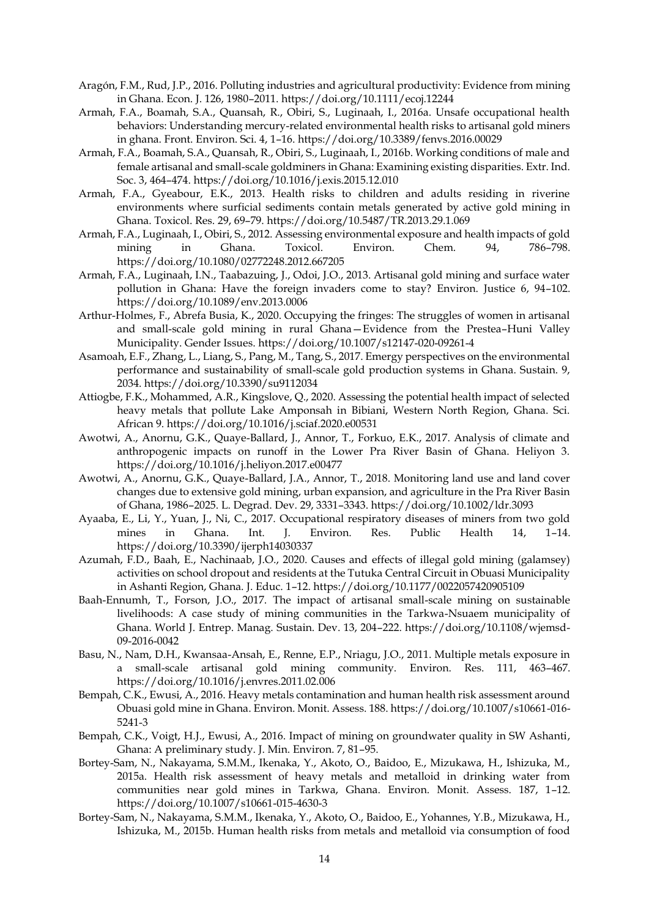Aragón, F.M., Rud, J.P., 2016. Polluting industries and agricultural productivity: Evidence from mining in Ghana. Econ. J. 126, 1980–2011. https://doi.org/10.1111/ecoj.12244

Armah, F.A., Boamah, S.A., Quansah, R., Obiri, S., Luginaah, I., 2016a. Unsafe occupational health behaviors: Understanding mercury-related environmental health risks to artisanal gold miners in ghana. Front. Environ. Sci. 4, 1–16. https://doi.org/10.3389/fenvs.2016.00029

Armah, F.A., Boamah, S.A., Quansah, R., Obiri, S., Luginaah, I., 2016b. Working conditions of male and female artisanal and small-scale goldminers in Ghana: Examining existing disparities. Extr. Ind. Soc. 3, 464–474. https://doi.org/10.1016/j.exis.2015.12.010

Armah, F.A., Gyeabour, E.K., 2013. Health risks to children and adults residing in riverine environments where surficial sediments contain metals generated by active gold mining in Ghana. Toxicol. Res. 29, 69–79. https://doi.org/10.5487/TR.2013.29.1.069

Armah, F.A., Luginaah, I., Obiri, S., 2012. Assessing environmental exposure and health impacts of gold mining in Ghana. Toxicol. Environ. Chem. 94, 786–798. https://doi.org/10.1080/02772248.2012.667205

Armah, F.A., Luginaah, I.N., Taabazuing, J., Odoi, J.O., 2013. Artisanal gold mining and surface water pollution in Ghana: Have the foreign invaders come to stay? Environ. Justice 6, 94–102. https://doi.org/10.1089/env.2013.0006

Arthur-Holmes, F., Abrefa Busia, K., 2020. Occupying the fringes: The struggles of women in artisanal and small-scale gold mining in rural Ghana—Evidence from the Prestea–Huni Valley Municipality. Gender Issues. https://doi.org/10.1007/s12147-020-09261-4

Asamoah, E.F., Zhang, L., Liang, S., Pang, M., Tang, S., 2017. Emergy perspectives on the environmental performance and sustainability of small-scale gold production systems in Ghana. Sustain. 9, 2034. https://doi.org/10.3390/su9112034

Attiogbe, F.K., Mohammed, A.R., Kingslove, Q., 2020. Assessing the potential health impact of selected heavy metals that pollute Lake Amponsah in Bibiani, Western North Region, Ghana. Sci. African 9. https://doi.org/10.1016/j.sciaf.2020.e00531

Awotwi, A., Anornu, G.K., Quaye-Ballard, J., Annor, T., Forkuo, E.K., 2017. Analysis of climate and anthropogenic impacts on runoff in the Lower Pra River Basin of Ghana. Heliyon 3. https://doi.org/10.1016/j.heliyon.2017.e00477

Awotwi, A., Anornu, G.K., Quaye-Ballard, J.A., Annor, T., 2018. Monitoring land use and land cover changes due to extensive gold mining, urban expansion, and agriculture in the Pra River Basin of Ghana, 1986–2025. L. Degrad. Dev. 29, 3331–3343. https://doi.org/10.1002/ldr.3093

Ayaaba, E., Li, Y., Yuan, J., Ni, C., 2017. Occupational respiratory diseases of miners from two gold mines in Ghana. Int. J. Environ. Res. Public Health 14, 1–14. https://doi.org/10.3390/ijerph14030337

Azumah, F.D., Baah, E., Nachinaab, J.O., 2020. Causes and effects of illegal gold mining (galamsey) activities on school dropout and residents at the Tutuka Central Circuit in Obuasi Municipality in Ashanti Region, Ghana. J. Educ. 1–12. https://doi.org/10.1177/0022057420905109

Baah-Ennumh, T., Forson, J.O., 2017. The impact of artisanal small-scale mining on sustainable livelihoods: A case study of mining communities in the Tarkwa-Nsuaem municipality of Ghana. World J. Entrep. Manag. Sustain. Dev. 13, 204–222. https://doi.org/10.1108/wjemsd-09-2016-0042

Basu, N., Nam, D.H., Kwansaa-Ansah, E., Renne, E.P., Nriagu, J.O., 2011. Multiple metals exposure in a small-scale artisanal gold mining community. Environ. Res. 111, 463–467. https://doi.org/10.1016/j.envres.2011.02.006

Bempah, C.K., Ewusi, A., 2016. Heavy metals contamination and human health risk assessment around Obuasi gold mine in Ghana. Environ. Monit. Assess. 188. https://doi.org/10.1007/s10661-016-5241-3

Bempah, C.K., Voigt, H.J., Ewusi, A., 2016. Impact of mining on groundwater quality in SW Ashanti, Ghana: A preliminary study. J. Min. Environ. 7, 81–95.

Bortey-Sam, N., Nakayama, S.M.M., Ikenaka, Y., Akoto, O., Baidoo, E., Mizukawa, H., Ishizuka, M., 2015a. Health risk assessment of heavy metals and metalloid in drinking water from communities near gold mines in Tarkwa, Ghana. Environ. Monit. Assess. 187, 1–12. https://doi.org/10.1007/s10661-015-4630-3

Bortey-Sam, N., Nakayama, S.M.M., Ikenaka, Y., Akoto, O., Baidoo, E., Yohannes, Y.B., Mizukawa, H., Ishizuka, M., 2015b. Human health risks from metals and metalloid via consumption of food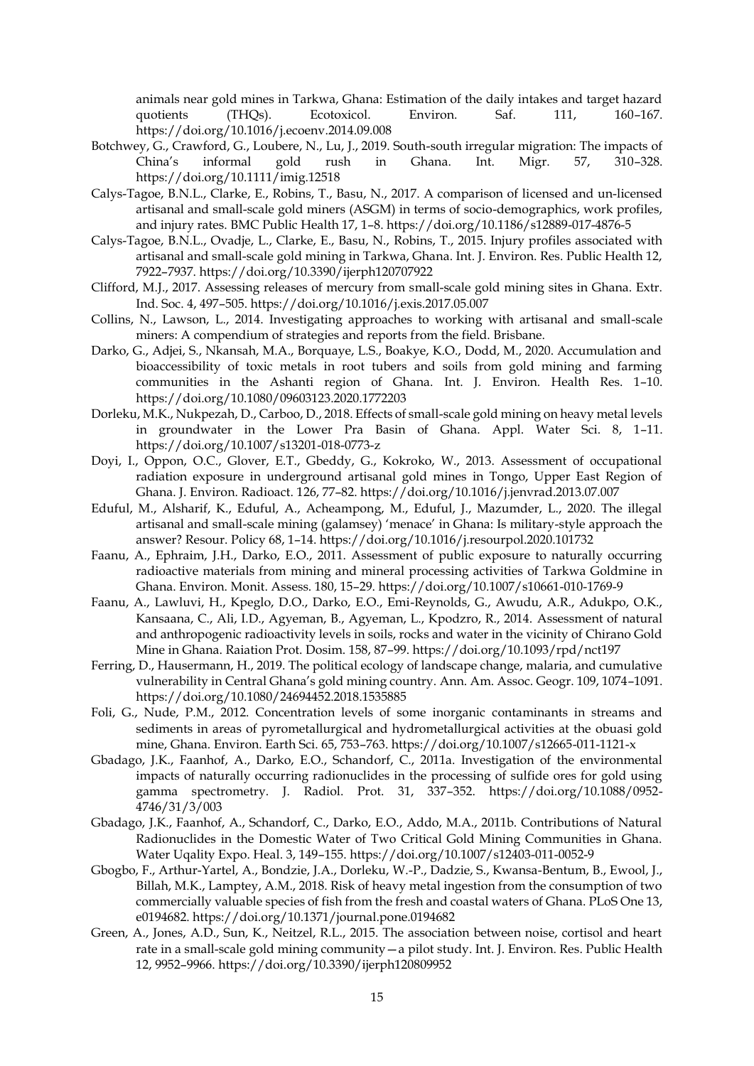animals near gold mines in Tarkwa, Ghana: Estimation of the daily intakes and target hazard quotients (THQs). Ecotoxicol. Environ. Saf. 111, 160–167. https://doi.org/10.1016/j.ecoenv.2014.09.008

Botchwey, G., Crawford, G., Loubere, N., Lu, J., 2019. South-south irregular migration: The impacts of China's informal gold rush in Ghana. Int. Migr. 57, 310–328. https://doi.org/10.1111/imig.12518

Calys-Tagoe, B.N.L., Clarke, E., Robins, T., Basu, N., 2017. A comparison of licensed and un-licensed artisanal and small-scale gold miners (ASGM) in terms of socio-demographics, work profiles, and injury rates. BMC Public Health 17, 1–8. https://doi.org/10.1186/s12889-017-4876-5

Calys-Tagoe, B.N.L., Ovadje, L., Clarke, E., Basu, N., Robins, T., 2015. Injury profiles associated with artisanal and small-scale gold mining in Tarkwa, Ghana. Int. J. Environ. Res. Public Health 12, 7922–7937. https://doi.org/10.3390/ijerph120707922

Clifford, M.J., 2017. Assessing releases of mercury from small-scale gold mining sites in Ghana. Extr. Ind. Soc. 4, 497–505. https://doi.org/10.1016/j.exis.2017.05.007

Collins, N., Lawson, L., 2014. Investigating approaches to working with artisanal and small-scale miners: A compendium of strategies and reports from the field. Brisbane.

Darko, G., Adjei, S., Nkansah, M.A., Borquaye, L.S., Boakye, K.O., Dodd, M., 2020. Accumulation and bioaccessibility of toxic metals in root tubers and soils from gold mining and farming communities in the Ashanti region of Ghana. Int. J. Environ. Health Res. 1–10. https://doi.org/10.1080/09603123.2020.1772203

Dorleku, M.K., Nukpezah, D., Carboo, D., 2018. Effects of small-scale gold mining on heavy metal levels in groundwater in the Lower Pra Basin of Ghana. Appl. Water Sci. 8, 1–11. https://doi.org/10.1007/s13201-018-0773-z

Doyi, I., Oppon, O.C., Glover, E.T., Gbeddy, G., Kokroko, W., 2013. Assessment of occupational radiation exposure in underground artisanal gold mines in Tongo, Upper East Region of Ghana. J. Environ. Radioact. 126, 77–82. https://doi.org/10.1016/j.jenvrad.2013.07.007

Eduful, M., Alsharif, K., Eduful, A., Acheampong, M., Eduful, J., Mazumder, L., 2020. The illegal artisanal and small-scale mining (galamsey) 'menace' in Ghana: Is military-style approach the answer? Resour. Policy 68, 1–14. https://doi.org/10.1016/j.resourpol.2020.101732

Faanu, A., Ephraim, J.H., Darko, E.O., 2011. Assessment of public exposure to naturally occurring radioactive materials from mining and mineral processing activities of Tarkwa Goldmine in Ghana. Environ. Monit. Assess. 180, 15–29. https://doi.org/10.1007/s10661-010-1769-9

Faanu, A., Lawluvi, H., Kpeglo, D.O., Darko, E.O., Emi-Reynolds, G., Awudu, A.R., Adukpo, O.K., Kansaana, C., Ali, I.D., Agyeman, B., Agyeman, L., Kpodzro, R., 2014. Assessment of natural and anthropogenic radioactivity levels in soils, rocks and water in the vicinity of Chirano Gold Mine in Ghana. Raiation Prot. Dosim. 158, 87–99. https://doi.org/10.1093/rpd/nct197

Ferring, D., Hausermann, H., 2019. The political ecology of landscape change, malaria, and cumulative vulnerability in Central Ghana's gold mining country. Ann. Am. Assoc. Geogr. 109, 1074–1091. https://doi.org/10.1080/24694452.2018.1535885

Foli, G., Nude, P.M., 2012. Concentration levels of some inorganic contaminants in streams and sediments in areas of pyrometallurgical and hydrometallurgical activities at the obuasi gold mine, Ghana. Environ. Earth Sci. 65, 753–763. https://doi.org/10.1007/s12665-011-1121-x

Gbadago, J.K., Faanhof, A., Darko, E.O., Schandorf, C., 2011a. Investigation of the environmental impacts of naturally occurring radionuclides in the processing of sulfide ores for gold using gamma spectrometry. J. Radiol. Prot. 31, 337–352. https://doi.org/10.1088/0952-4746/31/3/003

Gbadago, J.K., Faanhof, A., Schandorf, C., Darko, E.O., Addo, M.A., 2011b. Contributions of Natural Radionuclides in the Domestic Water of Two Critical Gold Mining Communities in Ghana. Water Uqality Expo. Heal. 3, 149–155. https://doi.org/10.1007/s12403-011-0052-9

Gbogbo, F., Arthur-Yartel, A., Bondzie, J.A., Dorleku, W.-P., Dadzie, S., Kwansa-Bentum, B., Ewool, J., Billah, M.K., Lamptey, A.M., 2018. Risk of heavy metal ingestion from the consumption of two commercially valuable species of fish from the fresh and coastal waters of Ghana. PLoS One 13, e0194682. https://doi.org/10.1371/journal.pone.0194682

Green, A., Jones, A.D., Sun, K., Neitzel, R.L., 2015. The association between noise, cortisol and heart rate in a small-scale gold mining community—a pilot study. Int. J. Environ. Res. Public Health 12, 9952–9966. https://doi.org/10.3390/ijerph120809952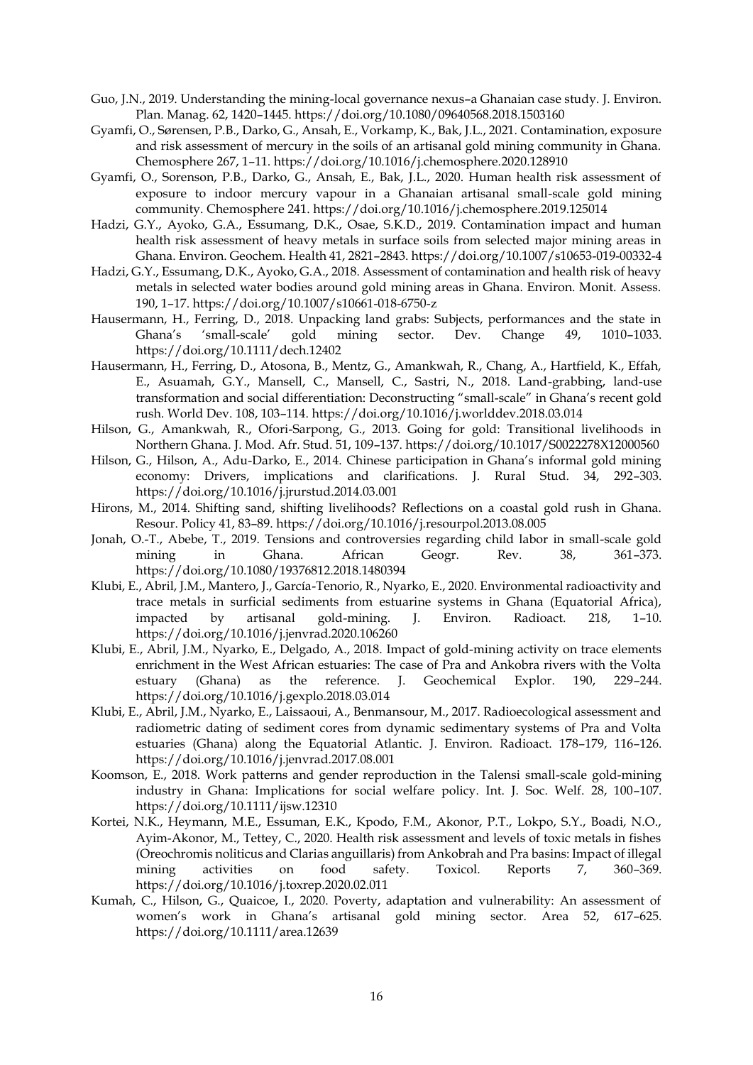Guo, J.N., 2019. Understanding the mining-local governance nexus–a Ghanaian case study. J. Environ. Plan. Manag. 62, 1420–1445. https://doi.org/10.1080/09640568.2018.1503160

Gyamfi, O., Sørensen, P.B., Darko, G., Ansah, E., Vorkamp, K., Bak, J.L., 2021. Contamination, exposure and risk assessment of mercury in the soils of an artisanal gold mining community in Ghana. Chemosphere 267, 1–11. https://doi.org/10.1016/j.chemosphere.2020.128910

Gyamfi, O., Sorenson, P.B., Darko, G., Ansah, E., Bak, J.L., 2020. Human health risk assessment of exposure to indoor mercury vapour in a Ghanaian artisanal small-scale gold mining community. Chemosphere 241. https://doi.org/10.1016/j.chemosphere.2019.125014

Hadzi, G.Y., Ayoko, G.A., Essumang, D.K., Osae, S.K.D., 2019. Contamination impact and human health risk assessment of heavy metals in surface soils from selected major mining areas in Ghana. Environ. Geochem. Health 41, 2821–2843. https://doi.org/10.1007/s10653-019-00332-4

Hadzi, G.Y., Essumang, D.K., Ayoko, G.A., 2018. Assessment of contamination and health risk of heavy metals in selected water bodies around gold mining areas in Ghana. Environ. Monit. Assess. 190, 1–17. https://doi.org/10.1007/s10661-018-6750-z

Hausermann, H., Ferring, D., 2018. Unpacking land grabs: Subjects, performances and the state in Ghana's 'small-scale' gold mining sector. Dev. Change 49, 1010–1033. https://doi.org/10.1111/dech.12402

Hausermann, H., Ferring, D., Atosona, B., Mentz, G., Amankwah, R., Chang, A., Hartfield, K., Effah, E., Asuamah, G.Y., Mansell, C., Mansell, C., Sastri, N., 2018. Land-grabbing, land-use transformation and social differentiation: Deconstructing "small-scale" in Ghana's recent gold rush. World Dev. 108, 103–114. https://doi.org/10.1016/j.worlddev.2018.03.014

Hilson, G., Amankwah, R., Ofori-Sarpong, G., 2013. Going for gold: Transitional livelihoods in Northern Ghana. J. Mod. Afr. Stud. 51, 109–137. https://doi.org/10.1017/S0022278X12000560

Hilson, G., Hilson, A., Adu-Darko, E., 2014. Chinese participation in Ghana's informal gold mining economy: Drivers, implications and clarifications. J. Rural Stud. 34, 292–303. https://doi.org/10.1016/j.jrurstud.2014.03.001

Hirons, M., 2014. Shifting sand, shifting livelihoods? Reflections on a coastal gold rush in Ghana. Resour. Policy 41, 83–89. https://doi.org/10.1016/j.resourpol.2013.08.005

Jonah, O.-T., Abebe, T., 2019. Tensions and controversies regarding child labor in small-scale gold mining in Ghana. African Geogr. Rev. 38, 361–373. https://doi.org/10.1080/19376812.2018.1480394

Klubi, E., Abril, J.M., Mantero, J., García-Tenorio, R., Nyarko, E., 2020. Environmental radioactivity and trace metals in surficial sediments from estuarine systems in Ghana (Equatorial Africa), impacted by artisanal gold-mining. J. Environ. Radioact. 218, 1–10. https://doi.org/10.1016/j.jenvrad.2020.106260

Klubi, E., Abril, J.M., Nyarko, E., Delgado, A., 2018. Impact of gold-mining activity on trace elements enrichment in the West African estuaries: The case of Pra and Ankobra rivers with the Volta estuary (Ghana) as the reference. J. Geochemical Explor. 190, 229–244. https://doi.org/10.1016/j.gexplo.2018.03.014

Klubi, E., Abril, J.M., Nyarko, E., Laissaoui, A., Benmansour, M., 2017. Radioecological assessment and radiometric dating of sediment cores from dynamic sedimentary systems of Pra and Volta estuaries (Ghana) along the Equatorial Atlantic. J. Environ. Radioact. 178–179, 116–126. https://doi.org/10.1016/j.jenvrad.2017.08.001

Koomson, E., 2018. Work patterns and gender reproduction in the Talensi small-scale gold-mining industry in Ghana: Implications for social welfare policy. Int. J. Soc. Welf. 28, 100–107. https://doi.org/10.1111/ijsw.12310

Kortei, N.K., Heymann, M.E., Essuman, E.K., Kpodo, F.M., Akonor, P.T., Lokpo, S.Y., Boadi, N.O., Ayim-Akonor, M., Tettey, C., 2020. Health risk assessment and levels of toxic metals in fishes (Oreochromis noliticus and Clarias anguillaris) from Ankobrah and Pra basins: Impact of illegal mining activities on food safety. Toxicol. Reports 7, 360–369. https://doi.org/10.1016/j.toxrep.2020.02.011

Kumah, C., Hilson, G., Quaicoe, I., 2020. Poverty, adaptation and vulnerability: An assessment of women's work in Ghana's artisanal gold mining sector. Area 52, 617–625. https://doi.org/10.1111/area.12639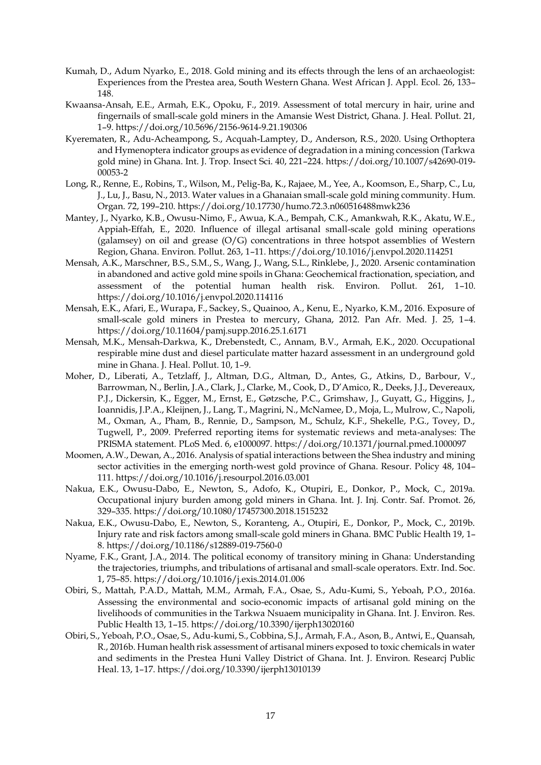Kumah, D., Adum Nyarko, E., 2018. Gold mining and its effects through the lens of an archaeologist: Experiences from the Prestea area, South Western Ghana. West African J. Appl. Ecol. 26, 133–148.

Kwaansa-Ansah, E.E., Armah, E.K., Opoku, F., 2019. Assessment of total mercury in hair, urine and fingernails of small-scale gold miners in the Amansie West District, Ghana. J. Heal. Pollut. 21, 1–9. https://doi.org/10.5696/2156-9614-9.21.190306

Kyerematen, R., Adu-Acheampong, S., Acquah-Lamptey, D., Anderson, R.S., 2020. Using Orthoptera and Hymenoptera indicator groups as evidence of degradation in a mining concession (Tarkwa gold mine) in Ghana. Int. J. Trop. Insect Sci. 40, 221–224. https://doi.org/10.1007/s42690-019-00053-2

Long, R., Renne, E., Robins, T., Wilson, M., Pelig-Ba, K., Rajaee, M., Yee, A., Koomson, E., Sharp, C., Lu, J., Lu, J., Basu, N., 2013. Water values in a Ghanaian small-scale gold mining community. Hum. Organ. 72, 199–210. https://doi.org/10.17730/humo.72.3.n060516488mwk236

Mantey, J., Nyarko, K.B., Owusu-Nimo, F., Awua, K.A., Bempah, C.K., Amankwah, R.K., Akatu, W.E., Appiah-Effah, E., 2020. Influence of illegal artisanal small-scale gold mining operations (galamsey) on oil and grease (O/G) concentrations in three hotspot assemblies of Western Region, Ghana. Environ. Pollut. 263, 1–11. https://doi.org/10.1016/j.envpol.2020.114251

Mensah, A.K., Marschner, B.S., S.M., S., Wang, J., Wang, S.L., Rinklebe, J., 2020. Arsenic contamination in abandoned and active gold mine spoils in Ghana: Geochemical fractionation, speciation, and assessment of the potential human health risk. Environ. Pollut. 261, 1–10. https://doi.org/10.1016/j.envpol.2020.114116

Mensah, E.K., Afari, E., Wurapa, F., Sackey, S., Quainoo, A., Kenu, E., Nyarko, K.M., 2016. Exposure of small-scale gold miners in Prestea to mercury, Ghana, 2012. Pan Afr. Med. J. 25, 1–4. https://doi.org/10.11604/pamj.supp.2016.25.1.6171

Mensah, M.K., Mensah-Darkwa, K., Drebenstedt, C., Annam, B.V., Armah, E.K., 2020. Occupational respirable mine dust and diesel particulate matter hazard assessment in an underground gold mine in Ghana. J. Heal. Pollut. 10, 1–9.

Moher, D., Liberati, A., Tetzlaff, J., Altman, D.G., Altman, D., Antes, G., Atkins, D., Barbour, V., Barrowman, N., Berlin, J.A., Clark, J., Clarke, M., Cook, D., D'Amico, R., Deeks, J.J., Devereaux, P.J., Dickersin, K., Egger, M., Ernst, E., Gøtzsche, P.C., Grimshaw, J., Guyatt, G., Higgins, J., Ioannidis, J.P.A., Kleijnen, J., Lang, T., Magrini, N., McNamee, D., Moja, L., Mulrow, C., Napoli, M., Oxman, A., Pham, B., Rennie, D., Sampson, M., Schulz, K.F., Shekelle, P.G., Tovey, D., Tugwell, P., 2009. Preferred reporting items for systematic reviews and meta-analyses: The PRISMA statement. PLoS Med. 6, e1000097. https://doi.org/10.1371/journal.pmed.1000097

Moomen, A.W., Dewan, A., 2016. Analysis of spatial interactions between the Shea industry and mining sector activities in the emerging north-west gold province of Ghana. Resour. Policy 48, 104–111. https://doi.org/10.1016/j.resourpol.2016.03.001

Nakua, E.K., Owusu-Dabo, E., Newton, S., Adofo, K., Otupiri, E., Donkor, P., Mock, C., 2019a. Occupational injury burden among gold miners in Ghana. Int. J. Inj. Contr. Saf. Promot. 26, 329–335. https://doi.org/10.1080/17457300.2018.1515232

Nakua, E.K., Owusu-Dabo, E., Newton, S., Koranteng, A., Otupiri, E., Donkor, P., Mock, C., 2019b. Injury rate and risk factors among small-scale gold miners in Ghana. BMC Public Health 19, 1–8. https://doi.org/10.1186/s12889-019-7560-0

Nyame, F.K., Grant, J.A., 2014. The political economy of transitory mining in Ghana: Understanding the trajectories, triumphs, and tribulations of artisanal and small-scale operators. Extr. Ind. Soc. 1, 75–85. https://doi.org/10.1016/j.exis.2014.01.006

Obiri, S., Mattah, P.A.D., Mattah, M.M., Armah, F.A., Osae, S., Adu-Kumi, S., Yeboah, P.O., 2016a. Assessing the environmental and socio-economic impacts of artisanal gold mining on the livelihoods of communities in the Tarkwa Nsuaem municipality in Ghana. Int. J. Environ. Res. Public Health 13, 1–15. https://doi.org/10.3390/ijerph13020160

Obiri, S., Yeboah, P.O., Osae, S., Adu-kumi, S., Cobbina, S.J., Armah, F.A., Ason, B., Antwi, E., Quansah, R., 2016b. Human health risk assessment of artisanal miners exposed to toxic chemicals in water and sediments in the Prestea Huni Valley District of Ghana. Int. J. Environ. Researcj Public Heal. 13, 1–17. https://doi.org/10.3390/ijerph13010139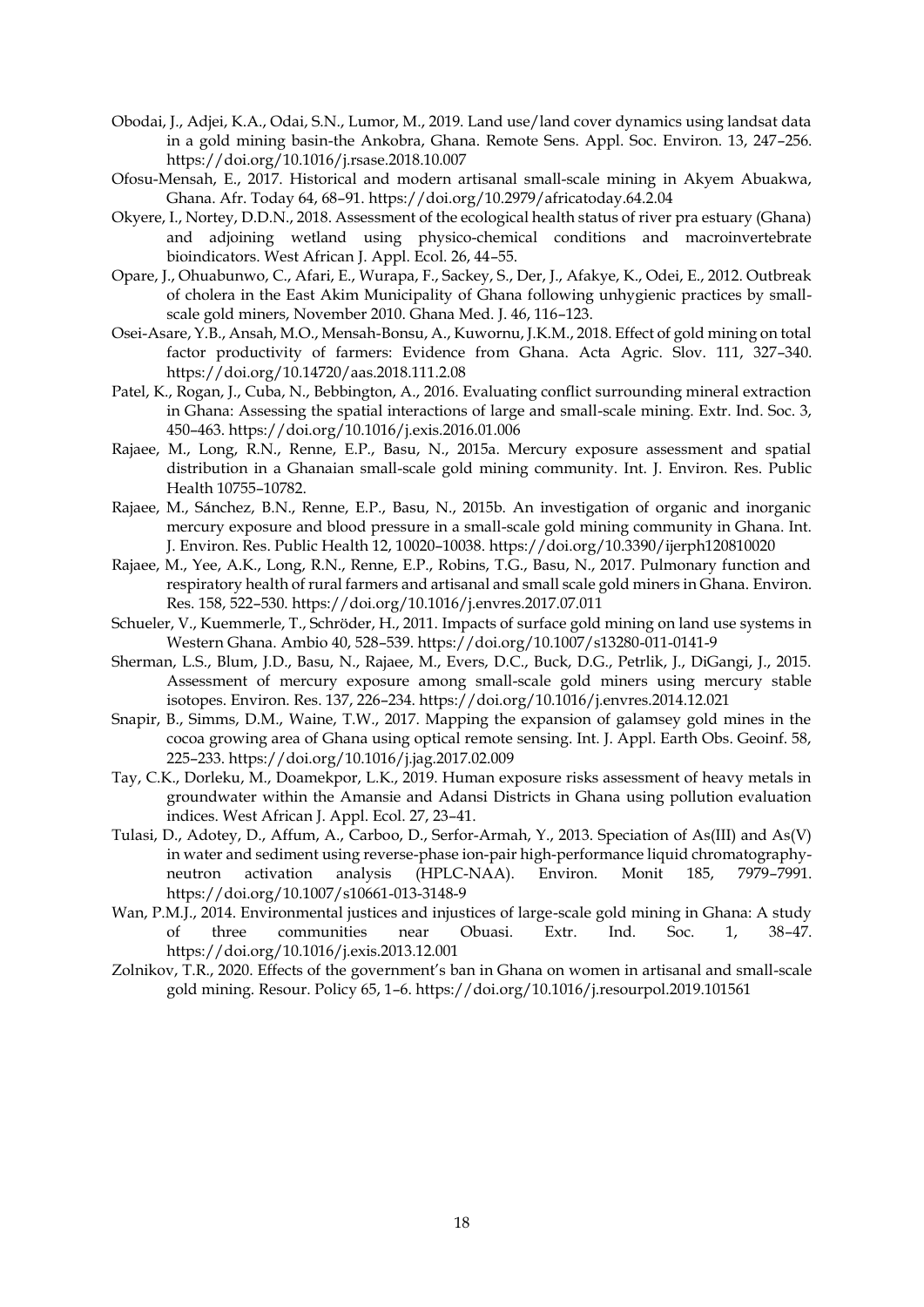Obodai, J., Adjei, K.A., Odai, S.N., Lumor, M., 2019. Land use/land cover dynamics using landsat data in a gold mining basin-the Ankobra, Ghana. Remote Sens. Appl. Soc. Environ. 13, 247–256. https://doi.org/10.1016/j.rsase.2018.10.007

Ofosu-Mensah, E., 2017. Historical and modern artisanal small-scale mining in Akyem Abuakwa, Ghana. Afr. Today 64, 68–91. https://doi.org/10.2979/africatoday.64.2.04

Okyere, I., Nortey, D.D.N., 2018. Assessment of the ecological health status of river pra estuary (Ghana) and adjoining wetland using physico-chemical conditions and macroinvertebrate bioindicators. West African J. Appl. Ecol. 26, 44–55.

Opare, J., Ohuabunwo, C., Afari, E., Wurapa, F., Sackey, S., Der, J., Afakye, K., Odei, E., 2012. Outbreak of cholera in the East Akim Municipality of Ghana following unhygienic practices by small-scale gold miners, November 2010. Ghana Med. J. 46, 116–123.

Osei-Asare, Y.B., Ansah, M.O., Mensah-Bonsu, A., Kuwornu, J.K.M., 2018. Effect of gold mining on total factor productivity of farmers: Evidence from Ghana. Acta Agric. Slov. 111, 327–340. https://doi.org/10.14720/aas.2018.111.2.08

Patel, K., Rogan, J., Cuba, N., Bebbington, A., 2016. Evaluating conflict surrounding mineral extraction in Ghana: Assessing the spatial interactions of large and small-scale mining. Extr. Ind. Soc. 3, 450–463. https://doi.org/10.1016/j.exis.2016.01.006

Rajaee, M., Long, R.N., Renne, E.P., Basu, N., 2015a. Mercury exposure assessment and spatial distribution in a Ghanaian small-scale gold mining community. Int. J. Environ. Res. Public Health 10755–10782.

Rajaee, M., Sánchez, B.N., Renne, E.P., Basu, N., 2015b. An investigation of organic and inorganic mercury exposure and blood pressure in a small-scale gold mining community in Ghana. Int. J. Environ. Res. Public Health 12, 10020–10038. https://doi.org/10.3390/ijerph120810020

Rajaee, M., Yee, A.K., Long, R.N., Renne, E.P., Robins, T.G., Basu, N., 2017. Pulmonary function and respiratory health of rural farmers and artisanal and small scale gold miners in Ghana. Environ. Res. 158, 522–530. https://doi.org/10.1016/j.envres.2017.07.011

Schueler, V., Kuemmerle, T., Schröder, H., 2011. Impacts of surface gold mining on land use systems in Western Ghana. Ambio 40, 528–539. https://doi.org/10.1007/s13280-011-0141-9

Sherman, L.S., Blum, J.D., Basu, N., Rajaee, M., Evers, D.C., Buck, D.G., Petrlik, J., DiGangi, J., 2015. Assessment of mercury exposure among small-scale gold miners using mercury stable isotopes. Environ. Res. 137, 226–234. https://doi.org/10.1016/j.envres.2014.12.021

Snapir, B., Simms, D.M., Waine, T.W., 2017. Mapping the expansion of galamsey gold mines in the cocoa growing area of Ghana using optical remote sensing. Int. J. Appl. Earth Obs. Geoinf. 58, 225–233. https://doi.org/10.1016/j.jag.2017.02.009

Tay, C.K., Dorleku, M., Doamekpor, L.K., 2019. Human exposure risks assessment of heavy metals in groundwater within the Amansie and Adansi Districts in Ghana using pollution evaluation indices. West African J. Appl. Ecol. 27, 23–41.

Tulasi, D., Adotey, D., Affum, A., Carboo, D., Serfor-Armah, Y., 2013. Speciation of As(III) and As(V) in water and sediment using reverse-phase ion-pair high-performance liquid chromatography-neutron activation analysis (HPLC-NAA). Environ. Monit 185, 7979–7991. https://doi.org/10.1007/s10661-013-3148-9

Wan, P.M.J., 2014. Environmental justices and injustices of large-scale gold mining in Ghana: A study of three communities near Obuasi. Extr. Ind. Soc. 1, 38–47. https://doi.org/10.1016/j.exis.2013.12.001

Zolnikov, T.R., 2020. Effects of the government's ban in Ghana on women in artisanal and small-scale gold mining. Resour. Policy 65, 1–6. https://doi.org/10.1016/j.resourpol.2019.101561